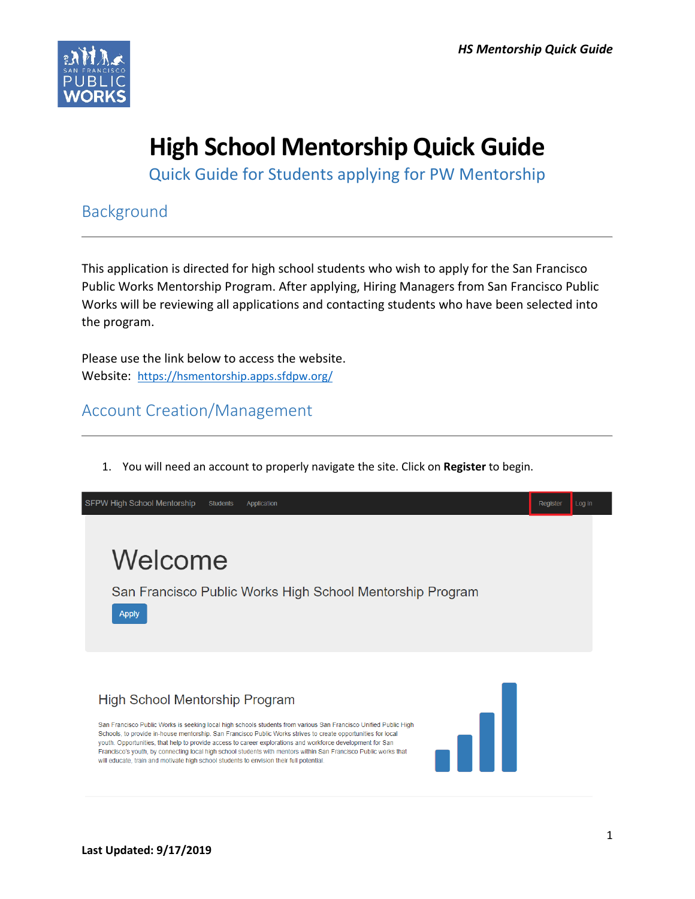# High School Mentorship Quick Guide

Quick Guide for Students applying for PW Mentorship

## Background

This application is directed for high school students who wish to apply for the San Francisco Public Works Mentorship Program. After applying, Hiring Managers from San Francisco Public Works will be reviewing all applications and contacting students who have been selected into the program.

Please use the link below to access the website.
Website: https://hsmentorship.apps.sfdpw.org/

## Account Creation/Management

1. You will need an account to properly navigate the site. Click on **Register** to begin.

SFPW High School Mentorship   Students   Application   Register   Log in

Welcome

San Francisco Public Works High School Mentorship Program

Apply

High School Mentorship Program

San Francisco Public Works is seeking local high schools students from various San Francisco Unified Public High Schools, to provide in-house mentorship. San Francisco Public Works strives to create opportunities for local youth. Opportunities, that help to provide access to career explorations and workforce development for San Francisco's youth, by connecting local high school students with mentors within San Francisco Public works that will educate, train and motivate high school students to envision their full potential.

**Last Updated: 9/17/2019**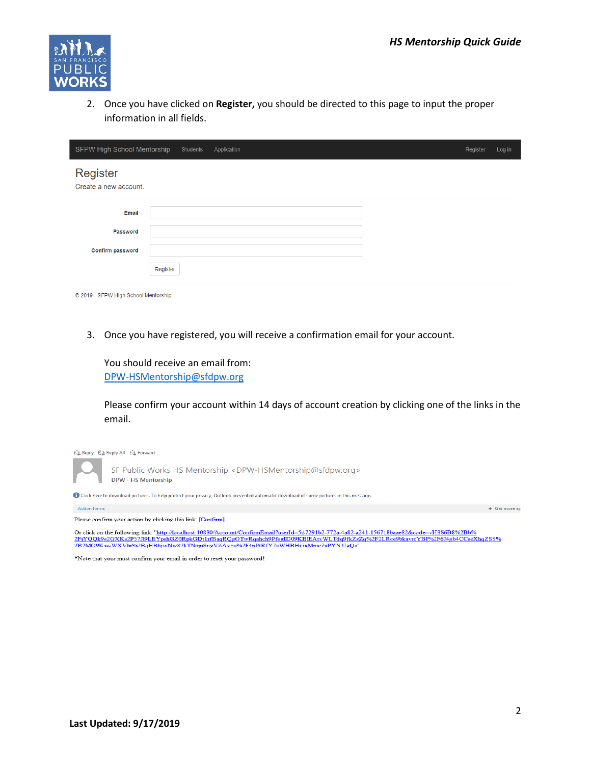2. Once you have clicked on **Register,** you should be directed to this page to input the proper information in all fields.

SFPW High School Mentorship   Students   Application   Register   Log in

Register

Create a new account.

Email

Password

Confirm password

Register

© 2019 - SFPW High School Mentorship

3. Once you have registered, you will receive a confirmation email for your account.

   You should receive an email from:
   [DPW-HSMentorship@sfdpw.org](mailto:DPW-HSMentorship@sfdpw.org)

   Please confirm your account within 14 days of account creation by clicking one of the links in the email.

Reply   Reply All   Forward

SF Public Works HS Mentorship <DPW-HSMentorship@sfdpw.org>
DPW - HS Mentorship

Click here to download pictures. To help protect your privacy, Outlook prevented automatic download of some pictures in this message.

Action Items

Please confirm your action by clicking this link: [Confirm]

Or click on the following link: "http://localhost:10880/Account/ConfirmEmail?userId=5d7291b2-772a-4a82-a241-156718baae82&code=vH8S6B8%2Bb%2FjYQQk9e2GXKs2P57Jl9LEYpshGZ0RpkGDt1rfBaqRQgOTwRqahch9PfegID09KBIEAtvWLTdq9fkZzZq%2F2LRce9bkavrcYBI%2F6J4gb4CCseXhqZSS%2B2MO9KswWXVhr%2BqHBhjwNw87kTNajnSngVZAvbu%2F4nPtRfY7xWHBHi5xMme7xPYN41gQa"

*Note that your must confirm your email in order to reset your password!

**Last Updated: 9/17/2019**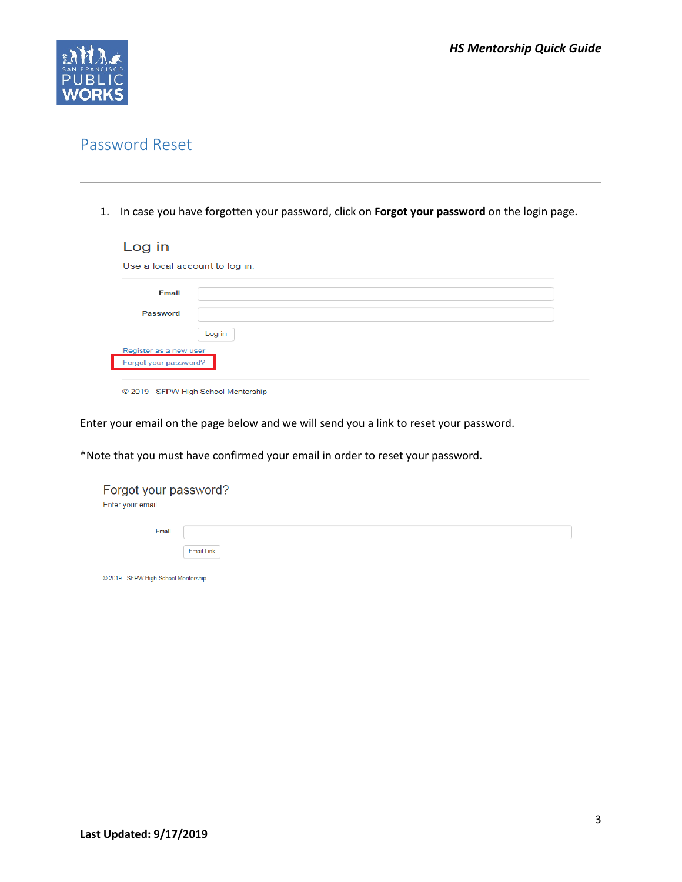## Password Reset

1. In case you have forgotten your password, click on **Forgot your password** on the login page.

Log in

Use a local account to log in.

Email

Password

Log in

Register as a new user

Forgot your password?

© 2019 - SFPW High School Mentorship

Enter your email on the page below and we will send you a link to reset your password.

*Note that you must have confirmed your email in order to reset your password.

Forgot your password?

Enter your email.

Email

Email Link

© 2019 - SFPW High School Mentorship

**Last Updated: 9/17/2019**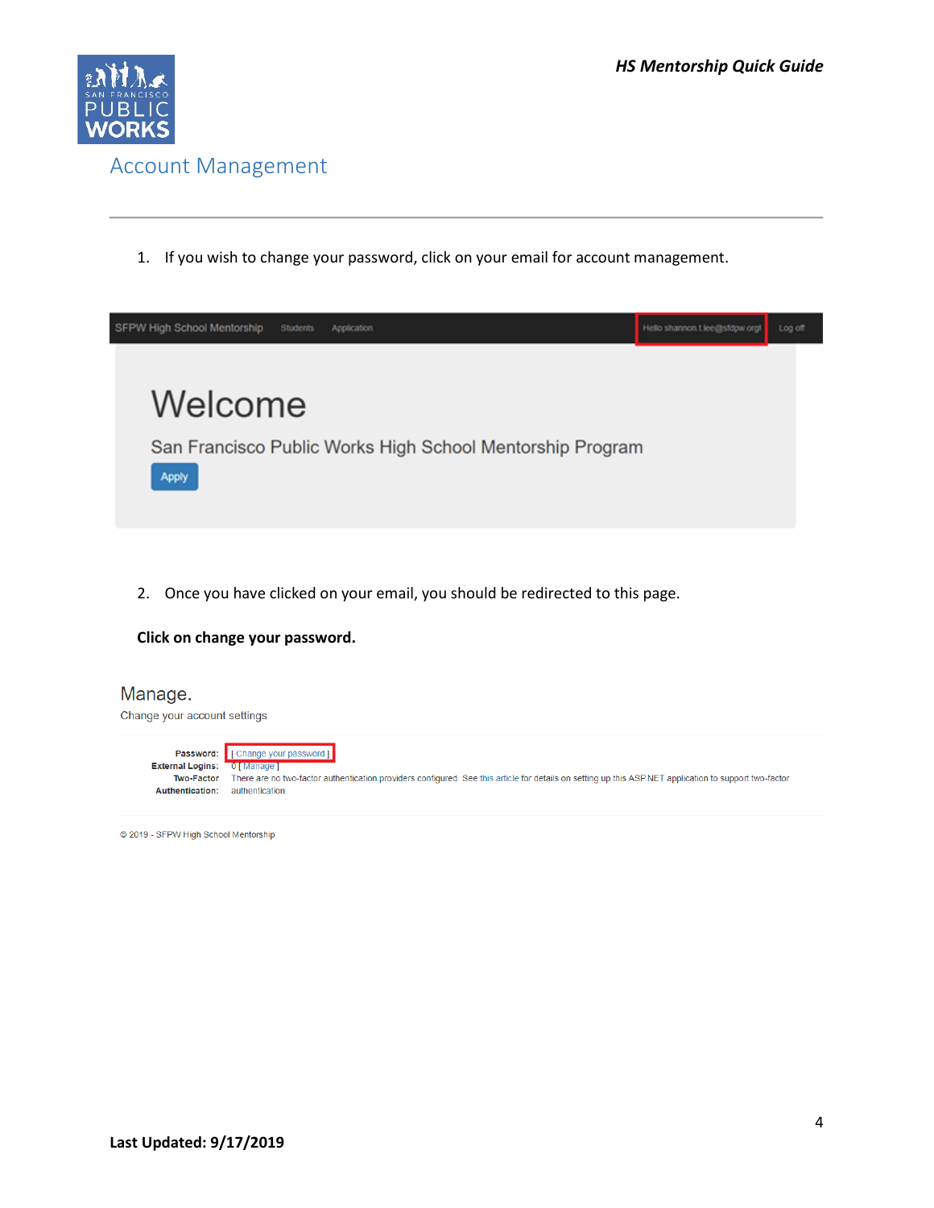# Account Management

1. If you wish to change your password, click on your email for account management.

SFPW High School Mentorship   Students   Application   Hello shannon.t.lee@sfdpw.org!   Log off

Welcome

San Francisco Public Works High School Mentorship Program

Apply

2. Once you have clicked on your email, you should be redirected to this page.

**Click on change your password.**

Manage.

Change your account settings

Password: [ Change your password ]

External Logins: 0 [ Manage ]

Two-Factor Authentication: There are no two-factor authentication providers configured. See this article for details on setting up this ASP.NET application to support two-factor authentication.

© 2019 - SFPW High School Mentorship

**Last Updated: 9/17/2019**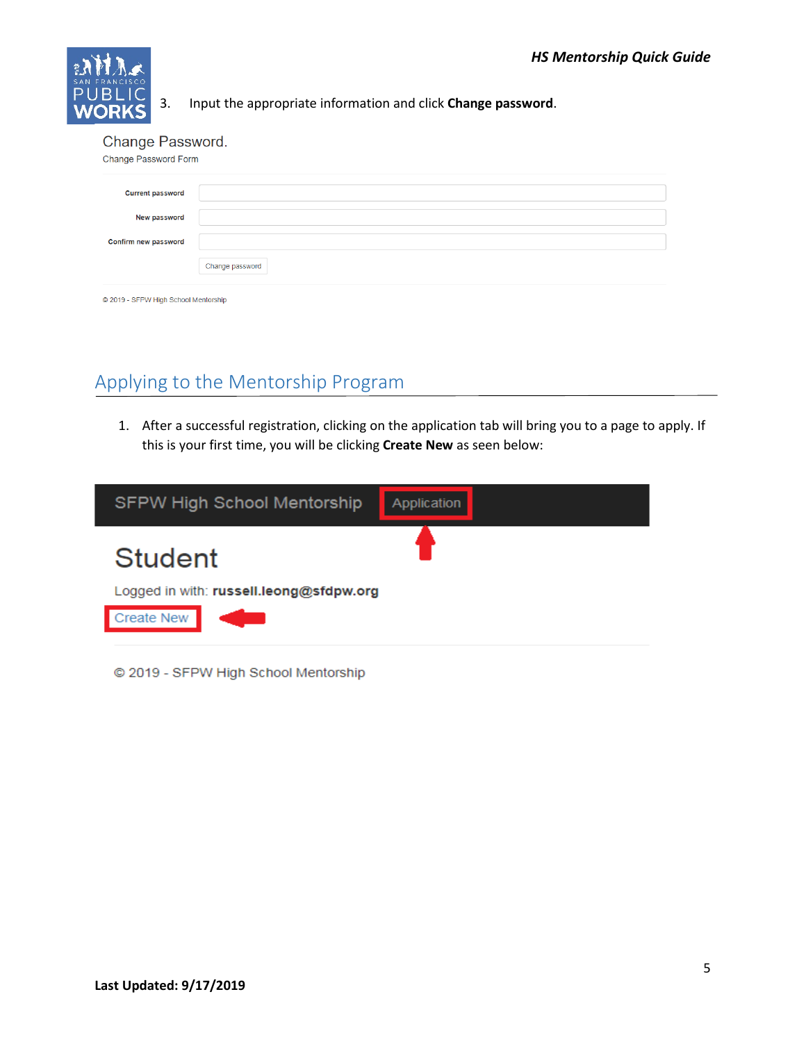3. Input the appropriate information and click **Change password**.

Change Password.
Change Password Form

Current password

New password

Confirm new password

Change password

© 2019 - SFPW High School Mentorship

## Applying to the Mentorship Program

1. After a successful registration, clicking on the application tab will bring you to a page to apply. If this is your first time, you will be clicking **Create New** as seen below:

SFPW High School Mentorship Application

Student

Logged in with: **russell.leong@sfdpw.org**

Create New

© 2019 - SFPW High School Mentorship

**Last Updated: 9/17/2019**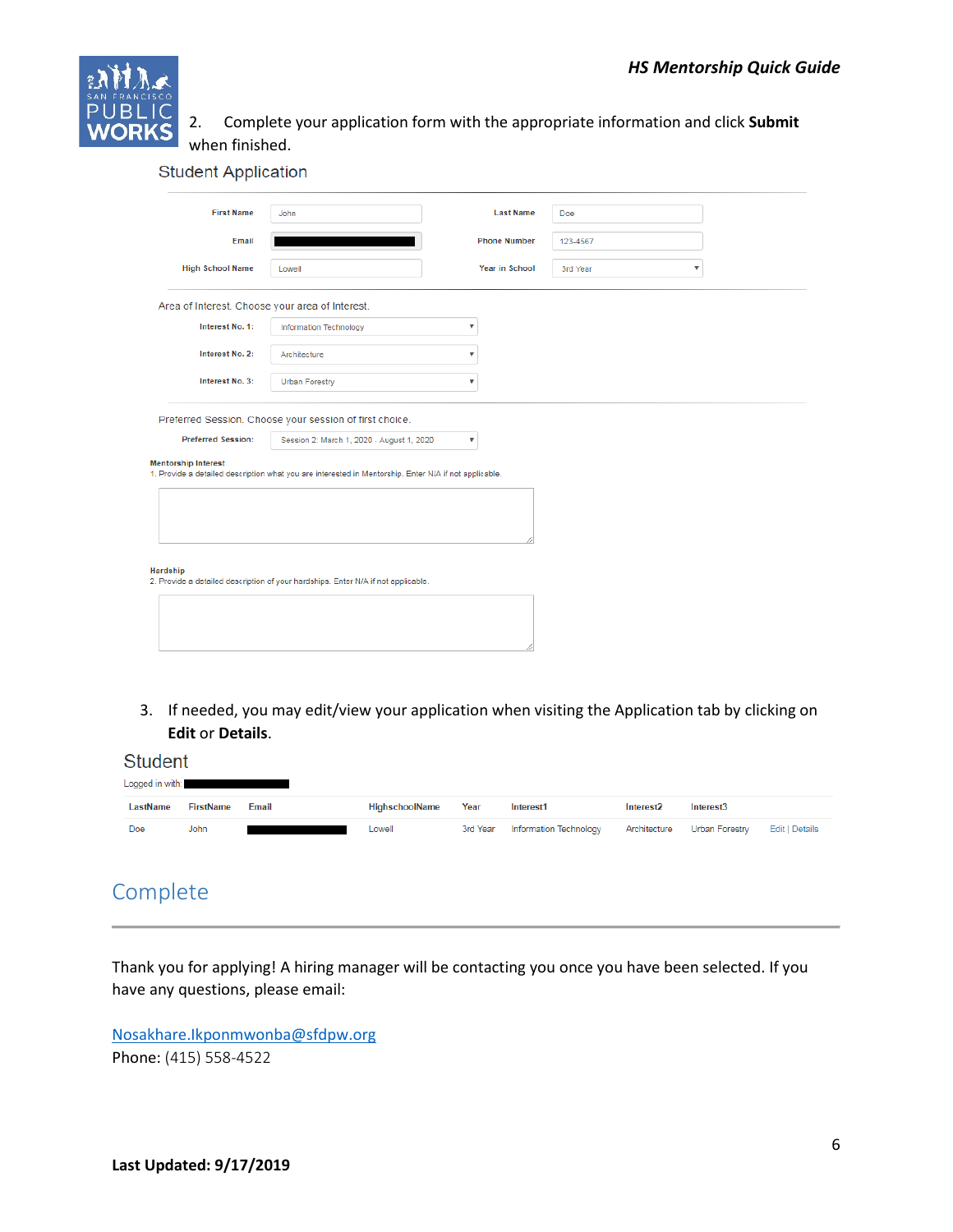2. Complete your application form with the appropriate information and click **Submit** when finished.

Student Application

First Name: John
Last Name: Doe
Email:
Phone Number: 123-4567
High School Name: Lowell
Year in School: 3rd Year

Area of Interest. Choose your area of Interest.

Interest No. 1: Information Technology
Interest No. 2: Architecture
Interest No. 3: Urban Forestry

Preferred Session. Choose your session of first choice.

Preferred Session: Session 2: March 1, 2020 - August 1, 2020

**Mentorship Interest**
1. Provide a detailed description what you are interested in Mentorship. Enter N/A if not applicable.

**Hardship**
2. Provide a detailed description of your hardships. Enter N/A if not applicable.

3. If needed, you may edit/view your application when visiting the Application tab by clicking on **Edit** or **Details**.

Student

Logged in with:

| LastName | FirstName | Email | HighschoolName | Year | Interest1 | Interest2 | Interest3 | |
|---|---|---|---|---|---|---|---|---|
| Doe | John | | Lowell | 3rd Year | Information Technology | Architecture | Urban Forestry | Edit \| Details |

## Complete

Thank you for applying! A hiring manager will be contacting you once you have been selected. If you have any questions, please email:

Nosakhare.Ikponmwonba@sfdpw.org
Phone: (415) 558-4522

**Last Updated: 9/17/2019**